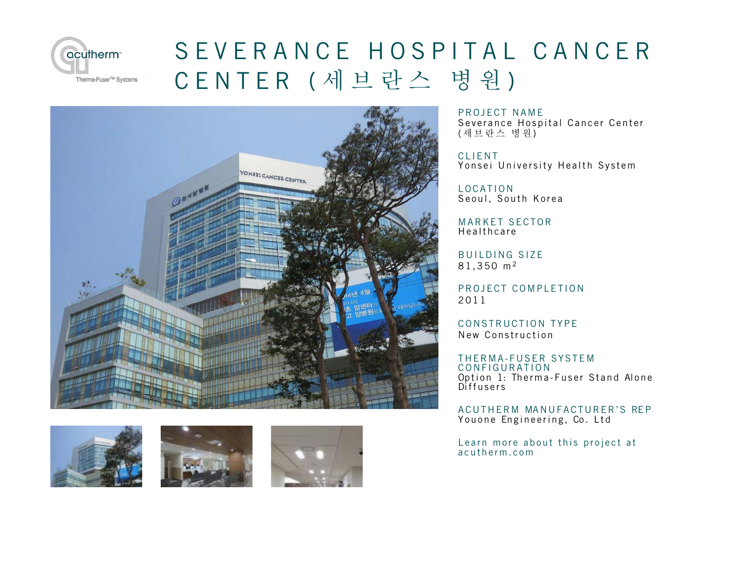# SEVERANCE HOSPITAL CANCER CENTER (세브란스 병원)

**PROJECT NAME**
Severance Hospital Cancer Center (세브란스 병원)

**CLIENT**
Yonsei University Health System

**LOCATION**
Seoul, South Korea

**MARKET SECTOR**
Healthcare

**BUILDING SIZE**
81,350 $m^2$

**PROJECT COMPLETION**
2011

**CONSTRUCTION TYPE**
New Construction

**THERMA-FUSER SYSTEM CONFIGURATION**
Option 1: Therma-Fuser Stand Alone Diffusers

**ACUTHERM MANUFACTURER'S REP**
Youone Engineering, Co. Ltd

Learn more about this project at acutherm.com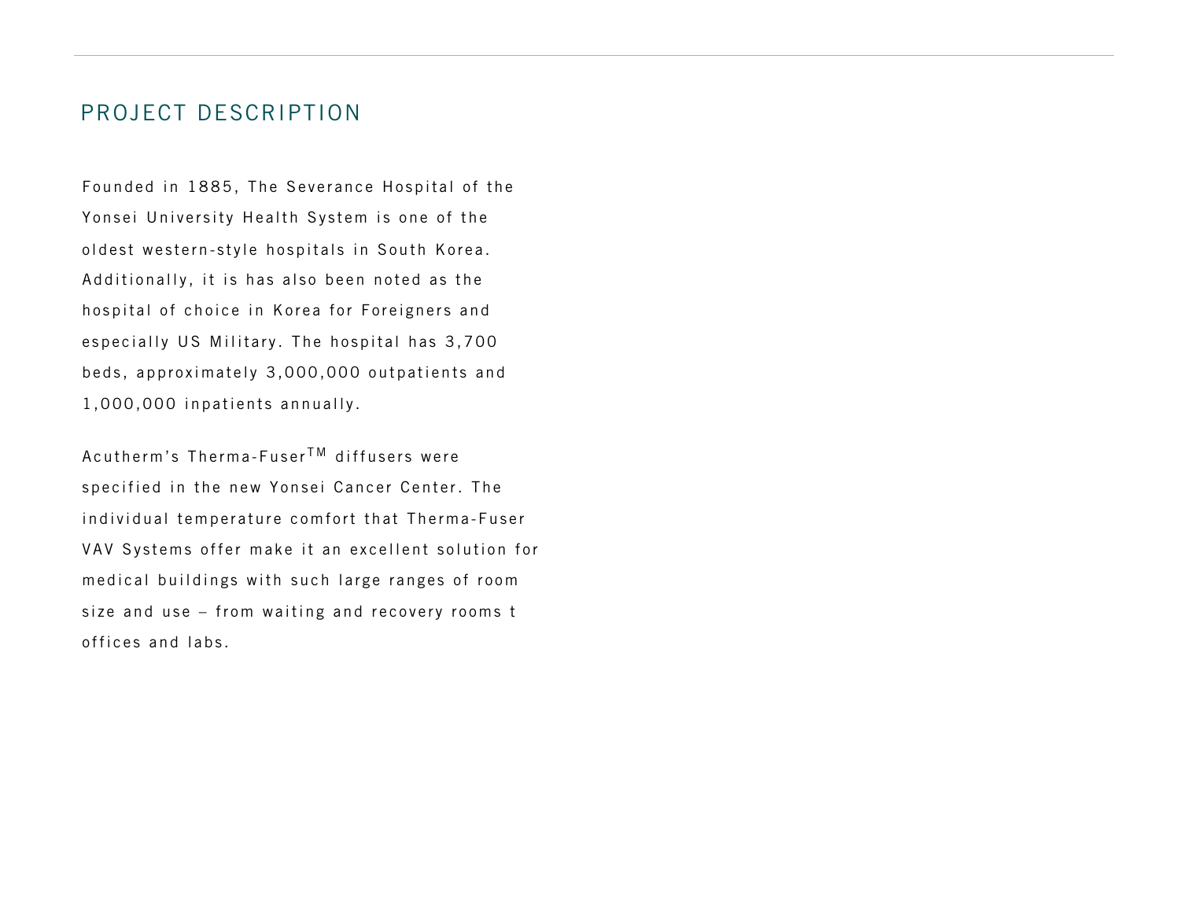## PROJECT DESCRIPTION

Founded in 1885, The Severance Hospital of the Yonsei University Health System is one of the oldest western-style hospitals in South Korea. Additionally, it is has also been noted as the hospital of choice in Korea for Foreigners and especially US Military. The hospital has 3,700 beds, approximately 3,000,000 outpatients and 1,000,000 inpatients annually.

Acutherm's Therma-Fuser™ diffusers were specified in the new Yonsei Cancer Center. The individual temperature comfort that Therma-Fuser VAV Systems offer make it an excellent solution for medical buildings with such large ranges of room size and use – from waiting and recovery rooms t offices and labs.